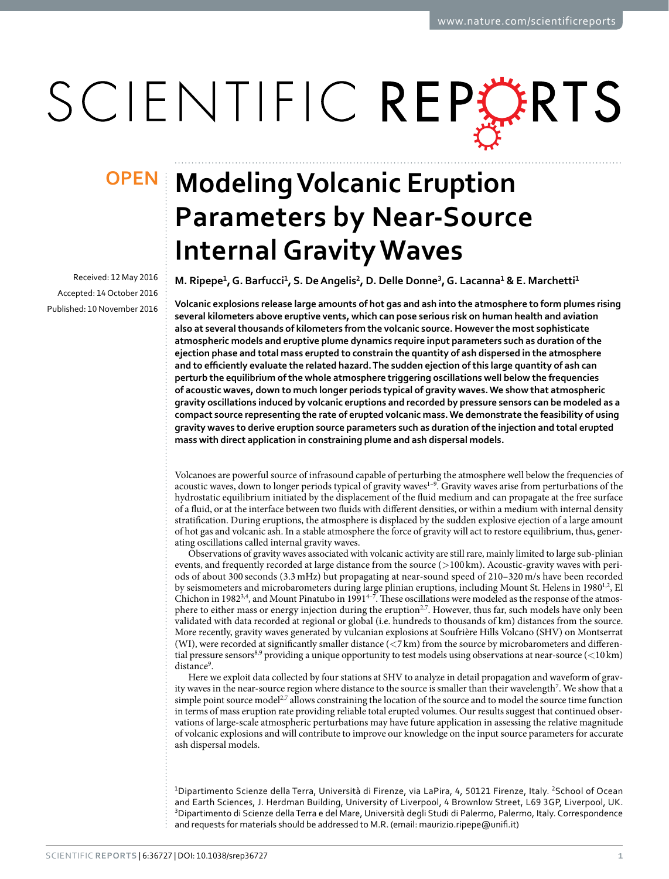# Modeling Volcanic Eruption Parameters by Near-Source Internal Gravity Waves

OPEN

Received: 12 May 2016

Accepted: 14 October 2016

Published: 10 November 2016

**M. Ripepe[1], G. Barfucci[1], S. De Angelis[2], D. Delle Donne[3], G. Lacanna[1] & E. Marchetti[1]**

**Volcanic explosions release large amounts of hot gas and ash into the atmosphere to form plumes rising several kilometers above eruptive vents, which can pose serious risk on human health and aviation also at several thousands of kilometers from the volcanic source. However the most sophisticate atmospheric models and eruptive plume dynamics require input parameters such as duration of the ejection phase and total mass erupted to constrain the quantity of ash dispersed in the atmosphere and to efficiently evaluate the related hazard. The sudden ejection of this large quantity of ash can perturb the equilibrium of the whole atmosphere triggering oscillations well below the frequencies of acoustic waves, down to much longer periods typical of gravity waves. We show that atmospheric gravity oscillations induced by volcanic eruptions and recorded by pressure sensors can be modeled as a compact source representing the rate of erupted volcanic mass. We demonstrate the feasibility of using gravity waves to derive eruption source parameters such as duration of the injection and total erupted mass with direct application in constraining plume and ash dispersal models.**

Volcanoes are powerful source of infrasound capable of perturbing the atmosphere well below the frequencies of acoustic waves, down to longer periods typical of gravity waves[1–9]. Gravity waves arise from perturbations of the hydrostatic equilibrium initiated by the displacement of the fluid medium and can propagate at the free surface of a fluid, or at the interface between two fluids with different densities, or within a medium with internal density stratification. During eruptions, the atmosphere is displaced by the sudden explosive ejection of a large amount of hot gas and volcanic ash. In a stable atmosphere the force of gravity will act to restore equilibrium, thus, generating oscillations called internal gravity waves.

Observations of gravity waves associated with volcanic activity are still rare, mainly limited to large sub-plinian events, and frequently recorded at large distance from the source (>100 km). Acoustic-gravity waves with periods of about 300 seconds (3.3 mHz) but propagating at near-sound speed of 210–320 m/s have been recorded by seismometers and microbarometers during large plinian eruptions, including Mount St. Helens in 1980[1,2], El Chichon in 1982[3,4], and Mount Pinatubo in 1991[4–7]. These oscillations were modeled as the response of the atmosphere to either mass or energy injection during the eruption[2,7]. However, thus far, such models have only been validated with data recorded at regional or global (i.e. hundreds to thousands of km) distances from the source. More recently, gravity waves generated by vulcanian explosions at Soufrière Hills Volcano (SHV) on Montserrat (WI), were recorded at significantly smaller distance (<7 km) from the source by microbarometers and differential pressure sensors[8,9] providing a unique opportunity to test models using observations at near-source (<10 km) distance[9].

Here we exploit data collected by four stations at SHV to analyze in detail propagation and waveform of gravity waves in the near-source region where distance to the source is smaller than their wavelength[7]. We show that a simple point source model[2,7] allows constraining the location of the source and to model the source time function in terms of mass eruption rate providing reliable total erupted volumes. Our results suggest that continued observations of large-scale atmospheric perturbations may have future application in assessing the relative magnitude of volcanic explosions and will contribute to improve our knowledge on the input source parameters for accurate ash dispersal models.

[1]Dipartimento Scienze della Terra, Università di Firenze, via LaPira, 4, 50121 Firenze, Italy. [2]School of Ocean and Earth Sciences, J. Herdman Building, University of Liverpool, 4 Brownlow Street, L69 3GP, Liverpool, UK. [3]Dipartimento di Scienze della Terra e del Mare, Università degli Studi di Palermo, Palermo, Italy. Correspondence and requests for materials should be addressed to M.R. (email: maurizio.ripepe@unifi.it)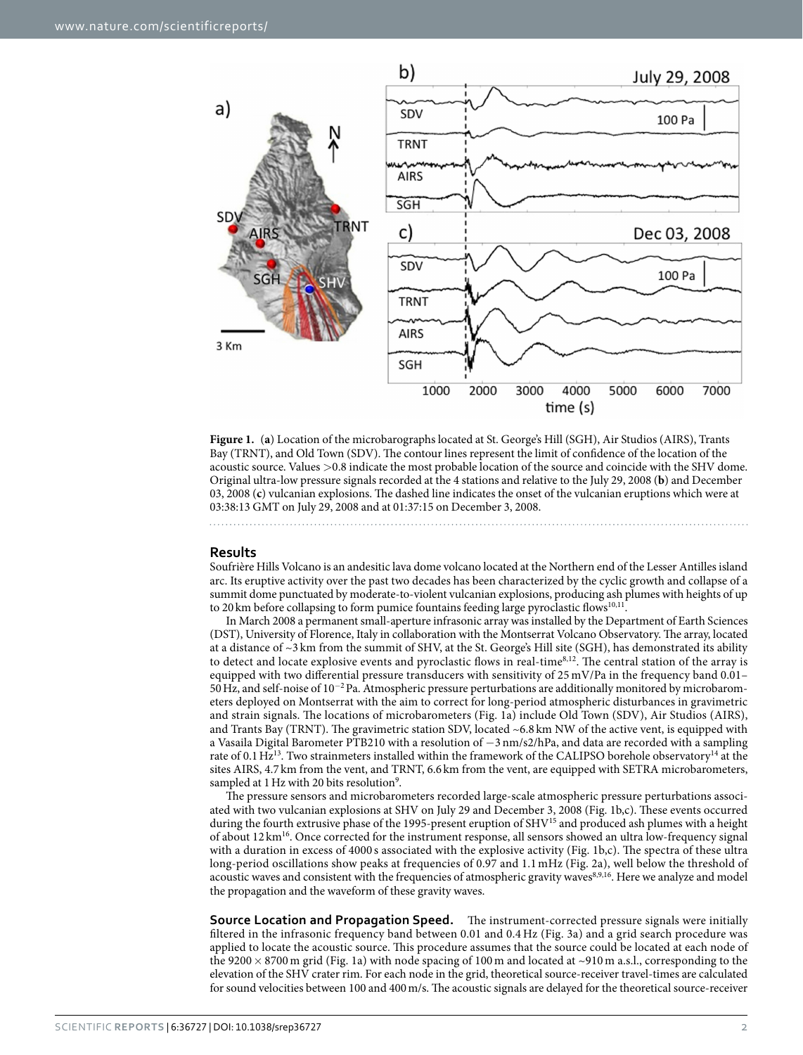a)

N

SDV

AIRS

TRNT

SGH

SHV

3 Km

b) July 29, 2008

SDV

100 Pa

TRNT

AIRS

SGH

c) Dec 03, 2008

SDV

100 Pa

TRNT

AIRS

SGH

1000 2000 3000 4000 5000 6000 7000

time (s)

**Figure 1.** (**a**) Location of the microbarographs located at St. George's Hill (SGH), Air Studios (AIRS), Trants Bay (TRNT), and Old Town (SDV). The contour lines represent the limit of confidence of the location of the acoustic source. Values >0.8 indicate the most probable location of the source and coincide with the SHV dome. Original ultra-low pressure signals recorded at the 4 stations and relative to the July 29, 2008 (**b**) and December 03, 2008 (**c**) vulcanian explosions. The dashed line indicates the onset of the vulcanian eruptions which were at 03:38:13 GMT on July 29, 2008 and at 01:37:15 on December 3, 2008.

## Results

Soufrière Hills Volcano is an andesitic lava dome volcano located at the Northern end of the Lesser Antilles island arc. Its eruptive activity over the past two decades has been characterized by the cyclic growth and collapse of a summit dome punctuated by moderate-to-violent vulcanian explosions, producing ash plumes with heights of up to 20 km before collapsing to form pumice fountains feeding large pyroclastic flows[10,11].

In March 2008 a permanent small-aperture infrasonic array was installed by the Department of Earth Sciences (DST), University of Florence, Italy in collaboration with the Montserrat Volcano Observatory. The array, located at a distance of ~3 km from the summit of SHV, at the St. George's Hill site (SGH), has demonstrated its ability to detect and locate explosive events and pyroclastic flows in real-time[8,12]. The central station of the array is equipped with two differential pressure transducers with sensitivity of 25 mV/Pa in the frequency band 0.01–50 Hz, and self-noise of $10^{-2}$ Pa. Atmospheric pressure perturbations are additionally monitored by microbarometers deployed on Montserrat with the aim to correct for long-period atmospheric disturbances in gravimetric and strain signals. The locations of microbarometers (Fig. 1a) include Old Town (SDV), Air Studios (AIRS), and Trants Bay (TRNT). The gravimetric station SDV, located ~6.8 km NW of the active vent, is equipped with a Vasaila Digital Barometer PTB210 with a resolution of −3 nm/s2/hPa, and data are recorded with a sampling rate of 0.1 Hz[13]. Two strainmeters installed within the framework of the CALIPSO borehole observatory[14] at the sites AIRS, 4.7 km from the vent, and TRNT, 6.6 km from the vent, are equipped with SETRA microbarometers, sampled at 1 Hz with 20 bits resolution[9].

The pressure sensors and microbarometers recorded large-scale atmospheric pressure perturbations associated with two vulcanian explosions at SHV on July 29 and December 3, 2008 (Fig. 1b,c). These events occurred during the fourth extrusive phase of the 1995-present eruption of SHV[15] and produced ash plumes with a height of about 12 km[16]. Once corrected for the instrument response, all sensors showed an ultra low-frequency signal with a duration in excess of 4000 s associated with the explosive activity (Fig. 1b,c). The spectra of these ultra long-period oscillations show peaks at frequencies of 0.97 and 1.1 mHz (Fig. 2a), well below the threshold of acoustic waves and consistent with the frequencies of atmospheric gravity waves[8,9,16]. Here we analyze and model the propagation and the waveform of these gravity waves.

**Source Location and Propagation Speed.** The instrument-corrected pressure signals were initially filtered in the infrasonic frequency band between 0.01 and 0.4 Hz (Fig. 3a) and a grid search procedure was applied to locate the acoustic source. This procedure assumes that the source could be located at each node of the 9200 × 8700 m grid (Fig. 1a) with node spacing of 100 m and located at ~910 m a.s.l., corresponding to the elevation of the SHV crater rim. For each node in the grid, theoretical source-receiver travel-times are calculated for sound velocities between 100 and 400 m/s. The acoustic signals are delayed for the theoretical source-receiver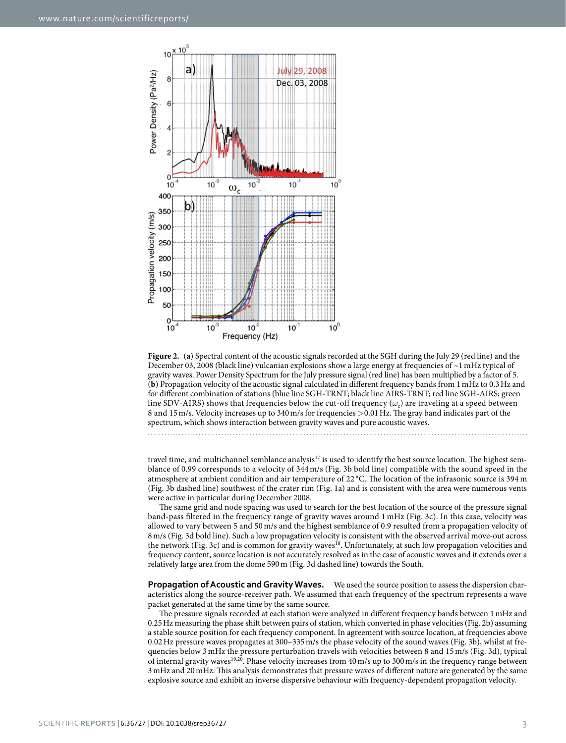a)

July 29, 2008

Dec. 03, 2008

Power Density (Pa²/Hz)

x 10⁵

10

8

6

4

2

0

10⁻⁴ 10⁻³ $\omega_c$ 10⁻² 10⁻¹ 10⁰

b)

Propagation velocity (m/s)

400

350

300

250

200

150

100

50

0

10⁻⁴ 10⁻³ 10⁻² 10⁻¹ 10⁰

Frequency (Hz)

**Figure 2.** (**a**) Spectral content of the acoustic signals recorded at the SGH during the July 29 (red line) and the December 03, 2008 (black line) vulcanian explosions show a large energy at frequencies of ~1 mHz typical of gravity waves. Power Density Spectrum for the July pressure signal (red line) has been multiplied by a factor of 5. (**b**) Propagation velocity of the acoustic signal calculated in different frequency bands from 1 mHz to 0.3 Hz and for different combination of stations (blue line SGH-TRNT; black line AIRS-TRNT; red line SGH-AIRS; green line SDV-AIRS) shows that frequencies below the cut-off frequency ($\omega_c$) are traveling at a speed between 8 and 15 m/s. Velocity increases up to 340 m/s for frequencies >0.01 Hz. The gray band indicates part of the spectrum, which shows interaction between gravity waves and pure acoustic waves.

travel time, and multichannel semblance analysis[17] is used to identify the best source location. The highest semblance of 0.99 corresponds to a velocity of 344 m/s (Fig. 3b bold line) compatible with the sound speed in the atmosphere at ambient condition and air temperature of 22 °C. The location of the infrasonic source is 394 m (Fig. 3b dashed line) southwest of the crater rim (Fig. 1a) and is consistent with the area were numerous vents were active in particular during December 2008.

The same grid and node spacing was used to search for the best location of the source of the pressure signal band-pass filtered in the frequency range of gravity waves around 1 mHz (Fig. 3c). In this case, velocity was allowed to vary between 5 and 50 m/s and the highest semblance of 0.9 resulted from a propagation velocity of 8 m/s (Fig. 3d bold line). Such a low propagation velocity is consistent with the observed arrival move-out across the network (Fig. 3c) and is common for gravity waves[18]. Unfortunately, at such low propagation velocities and frequency content, source location is not accurately resolved as in the case of acoustic waves and it extends over a relatively large area from the dome 590 m (Fig. 3d dashed line) towards the South.

**Propagation of Acoustic and Gravity Waves.** We used the source position to assess the dispersion characteristics along the source-receiver path. We assumed that each frequency of the spectrum represents a wave packet generated at the same time by the same source.

The pressure signals recorded at each station were analyzed in different frequency bands between 1 mHz and 0.25 Hz measuring the phase shift between pairs of station, which converted in phase velocities (Fig. 2b) assuming a stable source position for each frequency component. In agreement with source location, at frequencies above 0.02 Hz pressure waves propagates at 300–335 m/s the phase velocity of the sound waves (Fig. 3b), whilst at frequencies below 3 mHz the pressure perturbation travels with velocities between 8 and 15 m/s (Fig. 3d), typical of internal gravity waves[19,20]. Phase velocity increases from 40 m/s up to 300 m/s in the frequency range between 3 mHz and 20 mHz. This analysis demonstrates that pressure waves of different nature are generated by the same explosive source and exhibit an inverse dispersive behaviour with frequency-dependent propagation velocity.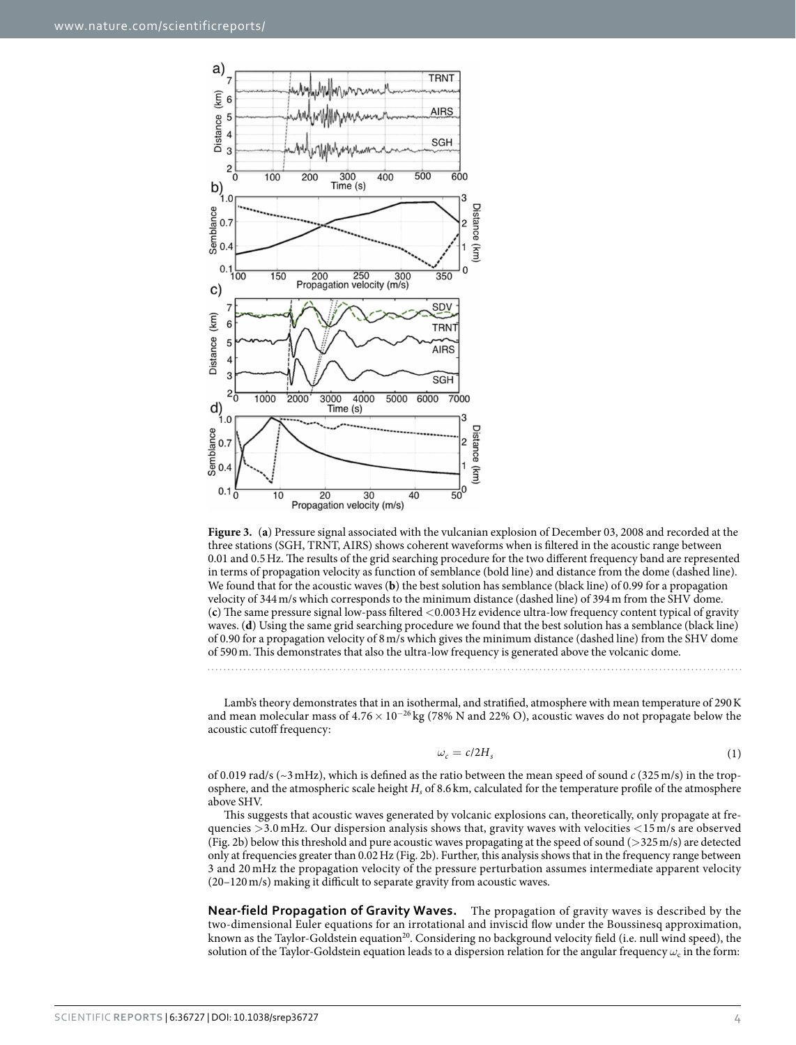a)

7 6 5 4 3 2 Distance (km)

TRNT

AIRS

SGH

0 100 200 300 400 500 600

Time (s)

b)

Semblance 1.0 0.7 0.4 0.1

Distance (km) 3 2 1 0

100 150 200 250 300 350

Propagation velocity (m/s)

c)

Distance (km) 7 6 5 4 3 2

SDV

TRNT

AIRS

SGH

0 1000 2000 3000 4000 5000 6000 7000

Time (s)

d)

Semblance 1.0 0.7 0.4 0.1

Distance (km) 3 2 1 0

0 10 20 30 40 50

Propagation velocity (m/s)

**Figure 3.** (**a**) Pressure signal associated with the vulcanian explosion of December 03, 2008 and recorded at the three stations (SGH, TRNT, AIRS) shows coherent waveforms when is filtered in the acoustic range between 0.01 and 0.5 Hz. The results of the grid searching procedure for the two different frequency band are represented in terms of propagation velocity as function of semblance (bold line) and distance from the dome (dashed line). We found that for the acoustic waves (**b**) the best solution has semblance (black line) of 0.99 for a propagation velocity of 344 m/s which corresponds to the minimum distance (dashed line) of 394 m from the SHV dome. (**c**) The same pressure signal low-pass filtered <0.003 Hz evidence ultra-low frequency content typical of gravity waves. (**d**) Using the same grid searching procedure we found that the best solution has a semblance (black line) of 0.90 for a propagation velocity of 8 m/s which gives the minimum distance (dashed line) from the SHV dome of 590 m. This demonstrates that also the ultra-low frequency is generated above the volcanic dome.

Lamb's theory demonstrates that in an isothermal, and stratified, atmosphere with mean temperature of 290 K and mean molecular mass of $4.76 \times 10^{-26}$ kg (78% N and 22% O), acoustic waves do not propagate below the acoustic cutoff frequency:

$$\omega_c = c/2H_s \tag{1}$$

of 0.019 rad/s (~3 mHz), which is defined as the ratio between the mean speed of sound $c$ (325 m/s) in the troposphere, and the atmospheric scale height $H_s$ of 8.6 km, calculated for the temperature profile of the atmosphere above SHV.

This suggests that acoustic waves generated by volcanic explosions can, theoretically, only propagate at frequencies >3.0 mHz. Our dispersion analysis shows that, gravity waves with velocities <15 m/s are observed (Fig. 2b) below this threshold and pure acoustic waves propagating at the speed of sound (>325 m/s) are detected only at frequencies greater than 0.02 Hz (Fig. 2b). Further, this analysis shows that in the frequency range between 3 and 20 mHz the propagation velocity of the pressure perturbation assumes intermediate apparent velocity (20–120 m/s) making it difficult to separate gravity from acoustic waves.

**Near-field Propagation of Gravity Waves.** The propagation of gravity waves is described by the two-dimensional Euler equations for an irrotational and inviscid flow under the Boussinesq approximation, known as the Taylor-Goldstein equation[20]. Considering no background velocity field (i.e. null wind speed), the solution of the Taylor-Goldstein equation leads to a dispersion relation for the angular frequency $\omega_c$ in the form: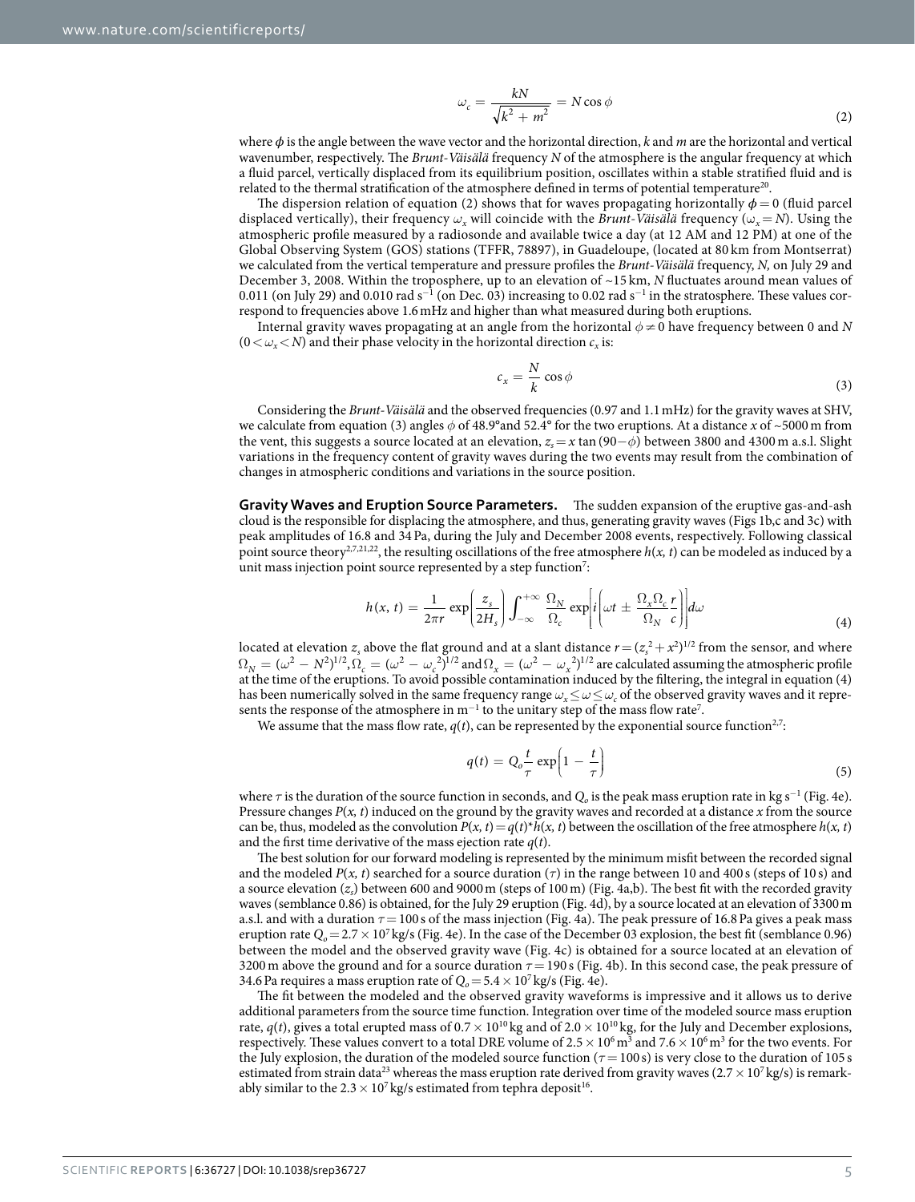$$\omega_c = \frac{kN}{\sqrt{k^2 + m^2}} = N\cos\phi \tag{2}$$

where $\phi$ is the angle between the wave vector and the horizontal direction, $k$ and $m$ are the horizontal and vertical wavenumber, respectively. The *Brunt-Väisälä* frequency $N$ of the atmosphere is the angular frequency at which a fluid parcel, vertically displaced from its equilibrium position, oscillates within a stable stratified fluid and is related to the thermal stratification of the atmosphere defined in terms of potential temperature[20].

The dispersion relation of equation (2) shows that for waves propagating horizontally $\phi = 0$ (fluid parcel displaced vertically), their frequency $\omega_x$ will coincide with the *Brunt-Väisälä* frequency ($\omega_x = N$). Using the atmospheric profile measured by a radiosonde and available twice a day (at 12 AM and 12 PM) at one of the Global Observing System (GOS) stations (TFFR, 78897), in Guadeloupe, (located at 80 km from Montserrat) we calculated from the vertical temperature and pressure profiles the *Brunt-Väisälä* frequency, $N$, on July 29 and December 3, 2008. Within the troposphere, up to an elevation of ~15 km, $N$ fluctuates around mean values of 0.011 (on July 29) and 0.010 rad $s^{-1}$ (on Dec. 03) increasing to 0.02 rad $s^{-1}$ in the stratosphere. These values correspond to frequencies above 1.6 mHz and higher than what measured during both eruptions.

Internal gravity waves propagating at an angle from the horizontal $\phi \neq 0$ have frequency between 0 and $N$ ($0 < \omega_x < N$) and their phase velocity in the horizontal direction $c_x$ is:

$$c_x = \frac{N}{k}\cos\phi \tag{3}$$

Considering the *Brunt-Väisälä* and the observed frequencies (0.97 and 1.1 mHz) for the gravity waves at SHV, we calculate from equation (3) angles $\phi$ of 48.9° and 52.4° for the two eruptions. At a distance $x$ of ~5000 m from the vent, this suggests a source located at an elevation, $z_s = x\tan(90-\phi)$ between 3800 and 4300 m a.s.l. Slight variations in the frequency content of gravity waves during the two events may result from the combination of changes in atmospheric conditions and variations in the source position.

**Gravity Waves and Eruption Source Parameters.** The sudden expansion of the eruptive gas-and-ash cloud is the responsible for displacing the atmosphere, and thus, generating gravity waves (Figs 1b,c and 3c) with peak amplitudes of 16.8 and 34 Pa, during the July and December 2008 events, respectively. Following classical point source theory[2,7,21,22], the resulting oscillations of the free atmosphere $h(x, t)$ can be modeled as induced by a unit mass injection point source represented by a step function[7]:

$$h(x, t) = \frac{1}{2\pi r}\exp\left(\frac{z_s}{2H_s}\right)\int_{-\infty}^{+\infty}\frac{\Omega_N}{\Omega_c}\exp\left[i\left(\omega t \pm \frac{\Omega_x\Omega_c}{\Omega_N}\frac{r}{c}\right)\right]d\omega \tag{4}$$

located at elevation $z_s$ above the flat ground and at a slant distance $r = (z_s^2 + x^2)^{1/2}$ from the sensor, and where $\Omega_N = (\omega^2 - N^2)^{1/2}$, $\Omega_c = (\omega^2 - \omega_c^2)^{1/2}$ and $\Omega_x = (\omega^2 - \omega_x^2)^{1/2}$ are calculated assuming the atmospheric profile at the time of the eruptions. To avoid possible contamination induced by the filtering, the integral in equation (4) has been numerically solved in the same frequency range $\omega_x \leq \omega \leq \omega_c$ of the observed gravity waves and it represents the response of the atmosphere in $m^{-1}$ to the unitary step of the mass flow rate[7].

We assume that the mass flow rate, $q(t)$, can be represented by the exponential source function[2,7]:

$$q(t) = Q_o\frac{t}{\tau}\exp\left(1 - \frac{t}{\tau}\right) \tag{5}$$

where $\tau$ is the duration of the source function in seconds, and $Q_o$ is the peak mass eruption rate in kg $s^{-1}$ (Fig. 4e). Pressure changes $P(x, t)$ induced on the ground by the gravity waves and recorded at a distance $x$ from the source can be, thus, modeled as the convolution $P(x, t) = q(t) * h(x, t)$ between the oscillation of the free atmosphere $h(x, t)$ and the first time derivative of the mass ejection rate $q(t)$.

The best solution for our forward modeling is represented by the minimum misfit between the recorded signal and the modeled $P(x, t)$ searched for a source duration ($\tau$) in the range between 10 and 400 s (steps of 10 s) and a source elevation ($z_s$) between 600 and 9000 m (steps of 100 m) (Fig. 4a,b). The best fit with the recorded gravity waves (semblance 0.86) is obtained, for the July 29 eruption (Fig. 4d), by a source located at an elevation of 3300 m a.s.l. and with a duration $\tau = 100$ s of the mass injection (Fig. 4a). The peak pressure of 16.8 Pa gives a peak mass eruption rate $Q_o = 2.7 \times 10^7$ kg/s (Fig. 4e). In the case of the December 03 explosion, the best fit (semblance 0.96) between the model and the observed gravity wave (Fig. 4c) is obtained for a source located at an elevation of 3200 m above the ground and for a source duration $\tau = 190$ s (Fig. 4b). In this second case, the peak pressure of 34.6 Pa requires a mass eruption rate of $Q_o = 5.4 \times 10^7$ kg/s (Fig. 4e).

The fit between the modeled and the observed gravity waveforms is impressive and it allows us to derive additional parameters from the source time function. Integration over time of the modeled source mass eruption rate, $q(t)$, gives a total erupted mass of $0.7 \times 10^{10}$ kg and of $2.0 \times 10^{10}$ kg, for the July and December explosions, respectively. These values convert to a total DRE volume of $2.5 \times 10^6$ $m^3$ and $7.6 \times 10^6$ $m^3$ for the two events. For the July explosion, the duration of the modeled source function ($\tau = 100$ s) is very close to the duration of 105 s estimated from strain data[23] whereas the mass eruption rate derived from gravity waves ($2.7 \times 10^7$ kg/s) is remarkably similar to the $2.3 \times 10^7$ kg/s estimated from tephra deposit[16].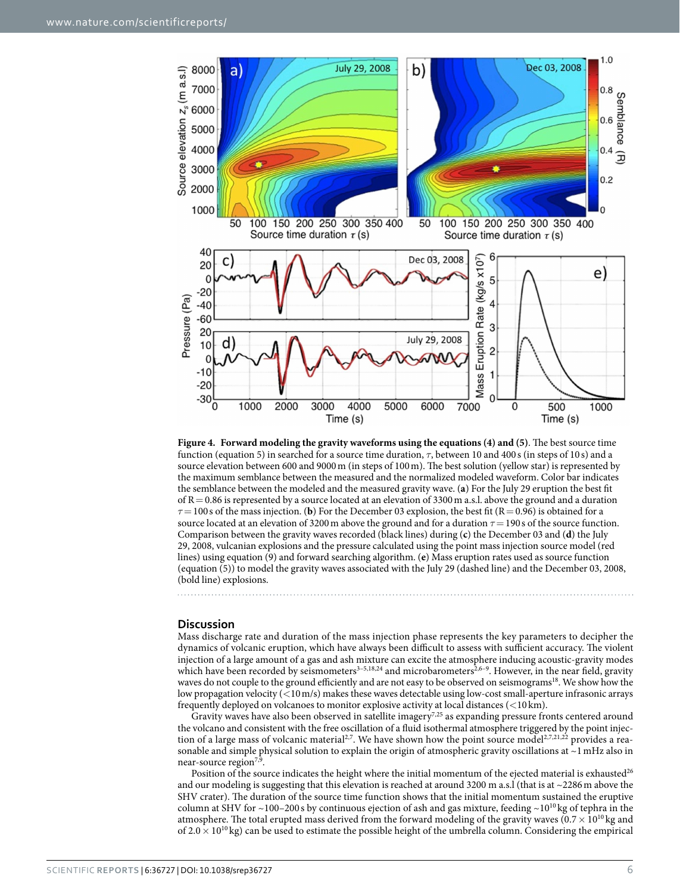a) July 29, 2008
b) Dec 03, 2008
Source elevation $z_s$ (m a.s.l)
8000
7000
6000
5000
4000
3000
2000
1000
50 100 150 200 250 300 350 400
Source time duration $\tau$ (s)
Semblance (R)
1.0
0.8
0.6
0.4
0.2
0

c) Dec 03, 2008
d) July 29, 2008
Pressure (Pa)
Time (s)
0 1000 2000 3000 4000 5000 6000 7000

e)
Mass Eruption Rate (kg/s x10[7])
Time (s)
0 500 1000

**Figure 4. Forward modeling the gravity waveforms using the equations (4) and (5).** The best source time function (equation 5) in searched for a source time duration, $\tau$, between 10 and 400 s (in steps of 10 s) and a source elevation between 600 and 9000 m (in steps of 100 m). The best solution (yellow star) is represented by the maximum semblance between the measured and the normalized modeled waveform. Color bar indicates the semblance between the modeled and the measured gravity wave. (**a**) For the July 29 eruption the best fit of R = 0.86 is represented by a source located at an elevation of 3300 m a.s.l. above the ground and a duration $\tau = 100$ s of the mass injection. (**b**) For the December 03 explosion, the best fit (R = 0.96) is obtained for a source located at an elevation of 3200 m above the ground and for a duration $\tau = 190$ s of the source function. Comparison between the gravity waves recorded (black lines) during (**c**) the December 03 and (**d**) the July 29, 2008, vulcanian explosions and the pressure calculated using the point mass injection source model (red lines) using equation (9) and forward searching algorithm. (**e**) Mass eruption rates used as source function (equation (5)) to model the gravity waves associated with the July 29 (dashed line) and the December 03, 2008, (bold line) explosions.

## Discussion

Mass discharge rate and duration of the mass injection phase represents the key parameters to decipher the dynamics of volcanic eruption, which have always been difficult to assess with sufficient accuracy. The violent injection of a large amount of a gas and ash mixture can excite the atmosphere inducing acoustic-gravity modes which have been recorded by seismometers[3–5,18,24] and microbarometers[2,6–9]. However, in the near field, gravity waves do not couple to the ground efficiently and are not easy to be observed on seismograms[18]. We show how the low propagation velocity (<10 m/s) makes these waves detectable using low-cost small-aperture infrasonic arrays frequently deployed on volcanoes to monitor explosive activity at local distances (<10 km).

Gravity waves have also been observed in satellite imagery[7,25] as expanding pressure fronts centered around the volcano and consistent with the free oscillation of a fluid isothermal atmosphere triggered by the point injection of a large mass of volcanic material[2,7]. We have shown how the point source model[2,7,21,22] provides a reasonable and simple physical solution to explain the origin of atmospheric gravity oscillations at ~1 mHz also in near-source region[7,9].

Position of the source indicates the height where the initial momentum of the ejected material is exhausted[26] and our modeling is suggesting that this elevation is reached at around 3200 m a.s.l (that is at ~2286 m above the SHV crater). The duration of the source time function shows that the initial momentum sustained the eruptive column at SHV for ~100–200 s by continuous ejection of ash and gas mixture, feeding ~$10^{10}$ kg of tephra in the atmosphere. The total erupted mass derived from the forward modeling of the gravity waves ($0.7 \times 10^{10}$ kg and of $2.0 \times 10^{10}$ kg) can be used to estimate the possible height of the umbrella column. Considering the empirical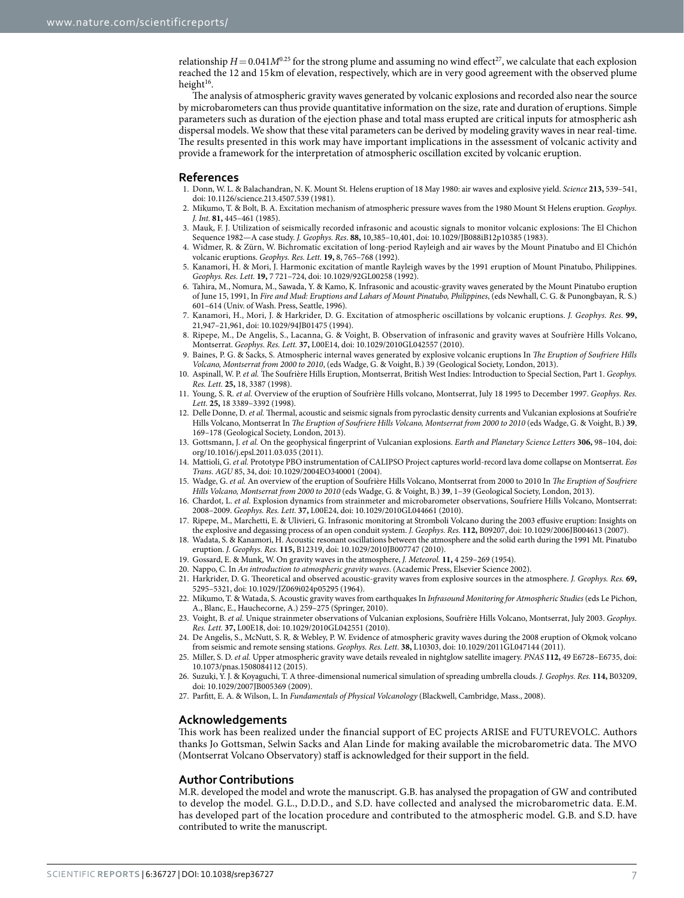relationship $H = 0.041M^{0.25}$ for the strong plume and assuming no wind effect[27], we calculate that each explosion reached the 12 and 15 km of elevation, respectively, which are in very good agreement with the observed plume height[16].

The analysis of atmospheric gravity waves generated by volcanic explosions and recorded also near the source by microbarometers can thus provide quantitative information on the size, rate and duration of eruptions. Simple parameters such as duration of the ejection phase and total mass erupted are critical inputs for atmospheric ash dispersal models. We show that these vital parameters can be derived by modeling gravity waves in near real-time. The results presented in this work may have important implications in the assessment of volcanic activity and provide a framework for the interpretation of atmospheric oscillation excited by volcanic eruption.

## References

1. Donn, W. L. & Balachandran, N. K. Mount St. Helens eruption of 18 May 1980: air waves and explosive yield. *Science* **213,** 539–541, doi: 10.1126/science.213.4507.539 (1981).
2. Mikumo, T. & Bolt, B. A. Excitation mechanism of atmospheric pressure waves from the 1980 Mount St Helens eruption. *Geophys. J. Int.* **81,** 445–461 (1985).
3. Mauk, F. J. Utilization of seismically recorded infrasonic and acoustic signals to monitor volcanic explosions: The El Chichon Sequence 1982—A case study. *J. Geophys. Res*. **88,** 10,385–10,401, doi: 10.1029/JB088iB12p10385 (1983).
4. Widmer, R. & Zürn, W. Bichromatic excitation of long-period Rayleigh and air waves by the Mount Pinatubo and El Chichón volcanic eruptions. *Geophys. Res. Lett.* **19,** 8, 765–768 (1992).
5. Kanamori, H. & Mori, J. Harmonic excitation of mantle Rayleigh waves by the 1991 eruption of Mount Pinatubo, Philippines. *Geophys. Res. Lett.* **19,** 7 721–724, doi: 10.1029/92GL00258 (1992).
6. Tahira, M., Nomura, M., Sawada, Y. & Kamo, K. Infrasonic and acoustic-gravity waves generated by the Mount Pinatubo eruption of June 15, 1991, In *Fire and Mud: Eruptions and Lahars of Mount Pinatubo, Philippines*, (eds Newhall, C. G. & Punongbayan, R. S.) 601–614 (Univ. of Wash. Press, Seattle, 1996).
7. Kanamori, H., Mori, J. & Harkrider, D. G. Excitation of atmospheric oscillations by volcanic eruptions. *J. Geophys. Res.* **99,** 21,947–21,961, doi: 10.1029/94JB01475 (1994).
8. Ripepe, M., De Angelis, S., Lacanna, G. & Voight, B. Observation of infrasonic and gravity waves at Soufrière Hills Volcano, Montserrat. *Geophys. Res. Lett.* **37,** L00E14, doi: 10.1029/2010GL042557 (2010).
9. Baines, P. G. & Sacks, S. Atmospheric internal waves generated by explosive volcanic eruptions In *The Eruption of Soufriere Hills Volcano, Montserrat from 2000 to 2010*, (eds Wadge, G. & Voight, B.) 39 (Geological Society, London, 2013).
10. Aspinall, W. P. *et al.* The Soufrière Hills Eruption, Montserrat, British West Indies: Introduction to Special Section, Part 1. *Geophys. Res. Lett.* **25,** 18, 3387 (1998).
11. Young, S. R. *et al.* Overview of the eruption of Soufrière Hills volcano, Montserrat, July 18 1995 to December 1997. *Geophys. Res. Lett.* **25,** 18 3389–3392 (1998).
12. Delle Donne, D. *et al.* Thermal, acoustic and seismic signals from pyroclastic density currents and Vulcanian explosions at Soufrie're Hills Volcano, Montserrat In *The Eruption of Soufriere Hills Volcano, Montserrat from 2000 to 2010* (eds Wadge, G. & Voight, B.) **39**, 169–178 (Geological Society, London, 2013).
13. Gottsmann, J. *et al.* On the geophysical fingerprint of Vulcanian explosions. *Earth and Planetary Science Letters* **306,** 98–104, doi: org/10.1016/j.epsl.2011.03.035 (2011).
14. Mattioli, G. *et al.* Prototype PBO instrumentation of CALIPSO Project captures world-record lava dome collapse on Montserrat. *Eos Trans. AGU* 85, 34, doi: 10.1029/2004EO340001 (2004).
15. Wadge, G. *et al.* An overview of the eruption of Soufrière Hills Volcano, Montserrat from 2000 to 2010 In *The Eruption of Soufriere Hills Volcano, Montserrat from 2000 to 2010* (eds Wadge, G. & Voight, B.) **39**, 1–39 (Geological Society, London, 2013).
16. Chardot, L. *et al.* Explosion dynamics from strainmeter and microbarometer observations, Soufriere Hills Volcano, Montserrat: 2008–2009. *Geophys. Res. Lett.* **37,** L00E24, doi: 10.1029/2010GL044661 (2010).
17. Ripepe, M., Marchetti, E. & Ulivieri, G. Infrasonic monitoring at Stromboli Volcano during the 2003 effusive eruption: Insights on the explosive and degassing process of an open conduit system. *J. Geophys. Res.* **112,** B09207, doi: 10.1029/2006JB004613 (2007).
18. Wadata, S. & Kanamori, H. Acoustic resonant oscillations between the atmosphere and the solid earth during the 1991 Mt. Pinatubo eruption. *J. Geophys. Res.* **115,** B12319, doi: 10.1029/2010JB007747 (2010).
19. Gossard, E. & Munk, W. On gravity waves in the atmosphere, *J. Meteorol.* **11,** 4 259–269 (1954).
20. Nappo, C. In *An introduction to atmospheric gravity waves*. (Academic Press, Elsevier Science 2002).
21. Harkrider, D. G. Theoretical and observed acoustic-gravity waves from explosive sources in the atmosphere. *J. Geophys. Res.* **69,** 5295–5321, doi: 10.1029/JZ069i024p05295 (1964).
22. Mikumo, T. & Watada, S. Acoustic gravity waves from earthquakes In *Infrasound Monitoring for Atmospheric Studies* (eds Le Pichon, A., Blanc, E., Hauchecorne, A.) 259–275 (Springer, 2010).
23. Voight, B. *et al.* Unique strainmeter observations of Vulcanian explosions, Soufrière Hills Volcano, Montserrat, July 2003. *Geophys. Res. Lett.* **37,** L00E18, doi: 10.1029/2010GL042551 (2010).
24. De Angelis, S., McNutt, S. R. & Webley, P. W. Evidence of atmospheric gravity waves during the 2008 eruption of Okmok volcano from seismic and remote sensing stations. *Geophys. Res. Lett.* **38,** L10303, doi: 10.1029/2011GL047144 (2011).
25. Miller, S. D. *et al.* Upper atmospheric gravity wave details revealed in nightglow satellite imagery. *PNAS* **112,** 49 E6728–E6735, doi: 10.1073/pnas.1508084112 (2015).
26. Suzuki, Y. J. & Koyaguchi, T. A three-dimensional numerical simulation of spreading umbrella clouds. *J. Geophys. Res*. **114,** B03209, doi: 10.1029/2007JB005369 (2009).
27. Parfitt, E. A. & Wilson, L. In *Fundamentals of Physical Volcanology* (Blackwell, Cambridge, Mass., 2008).

## Acknowledgements

This work has been realized under the financial support of EC projects ARISE and FUTUREVOLC. Authors thanks Jo Gottsman, Selwin Sacks and Alan Linde for making available the microbarometric data. The MVO (Montserrat Volcano Observatory) staff is acknowledged for their support in the field.

## Author Contributions

M.R. developed the model and wrote the manuscript. G.B. has analysed the propagation of GW and contributed to develop the model. G.L., D.D.D., and S.D. have collected and analysed the microbarometric data. E.M. has developed part of the location procedure and contributed to the atmospheric model. G.B. and S.D. have contributed to write the manuscript.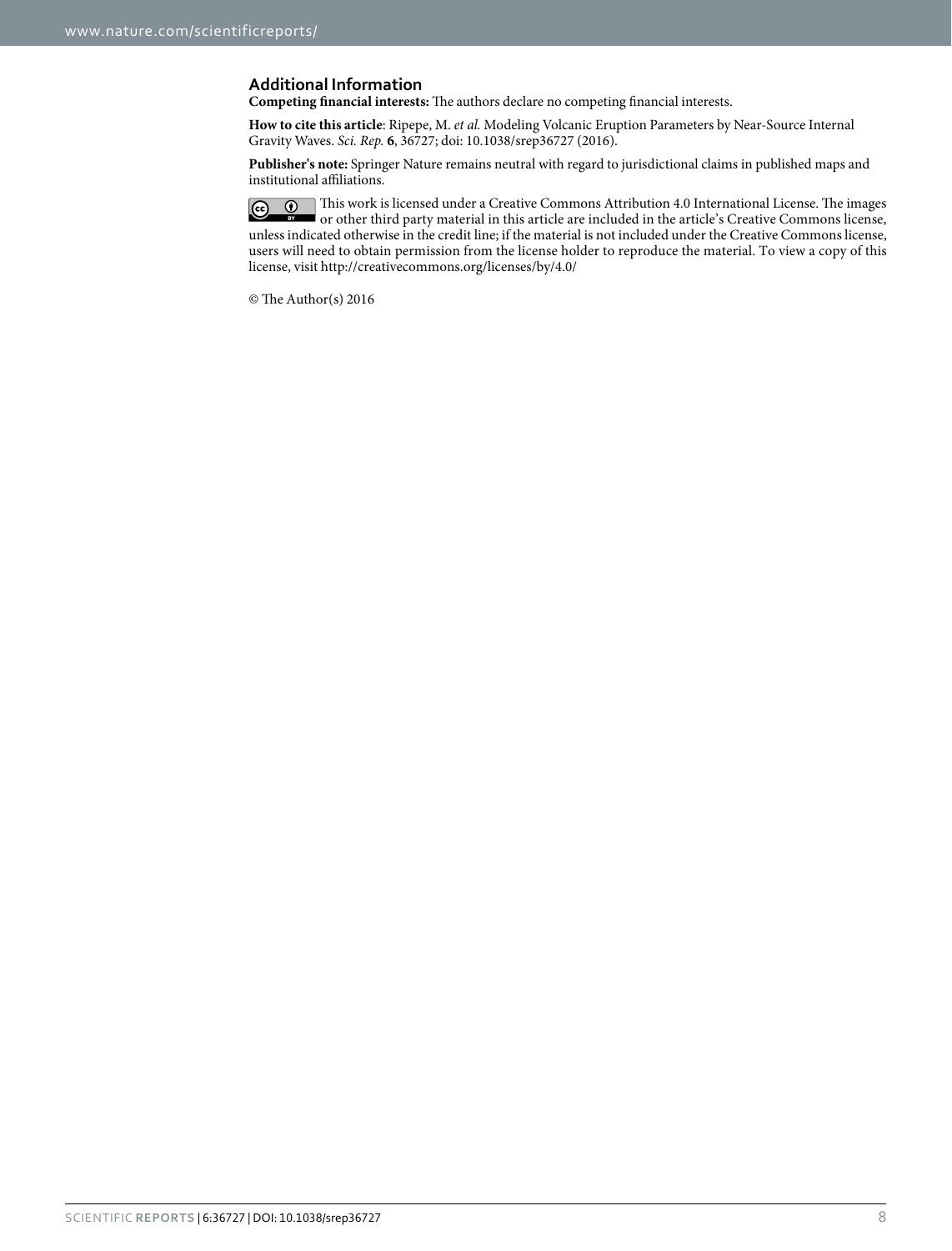## Additional Information

**Competing financial interests:** The authors declare no competing financial interests.

**How to cite this article**: Ripepe, M. *et al.* Modeling Volcanic Eruption Parameters by Near-Source Internal Gravity Waves. *Sci. Rep.* **6**, 36727; doi: 10.1038/srep36727 (2016).

**Publisher's note:** Springer Nature remains neutral with regard to jurisdictional claims in published maps and institutional affiliations.

This work is licensed under a Creative Commons Attribution 4.0 International License. The images or other third party material in this article are included in the article's Creative Commons license, unless indicated otherwise in the credit line; if the material is not included under the Creative Commons license, users will need to obtain permission from the license holder to reproduce the material. To view a copy of this license, visit http://creativecommons.org/licenses/by/4.0/

© The Author(s) 2016